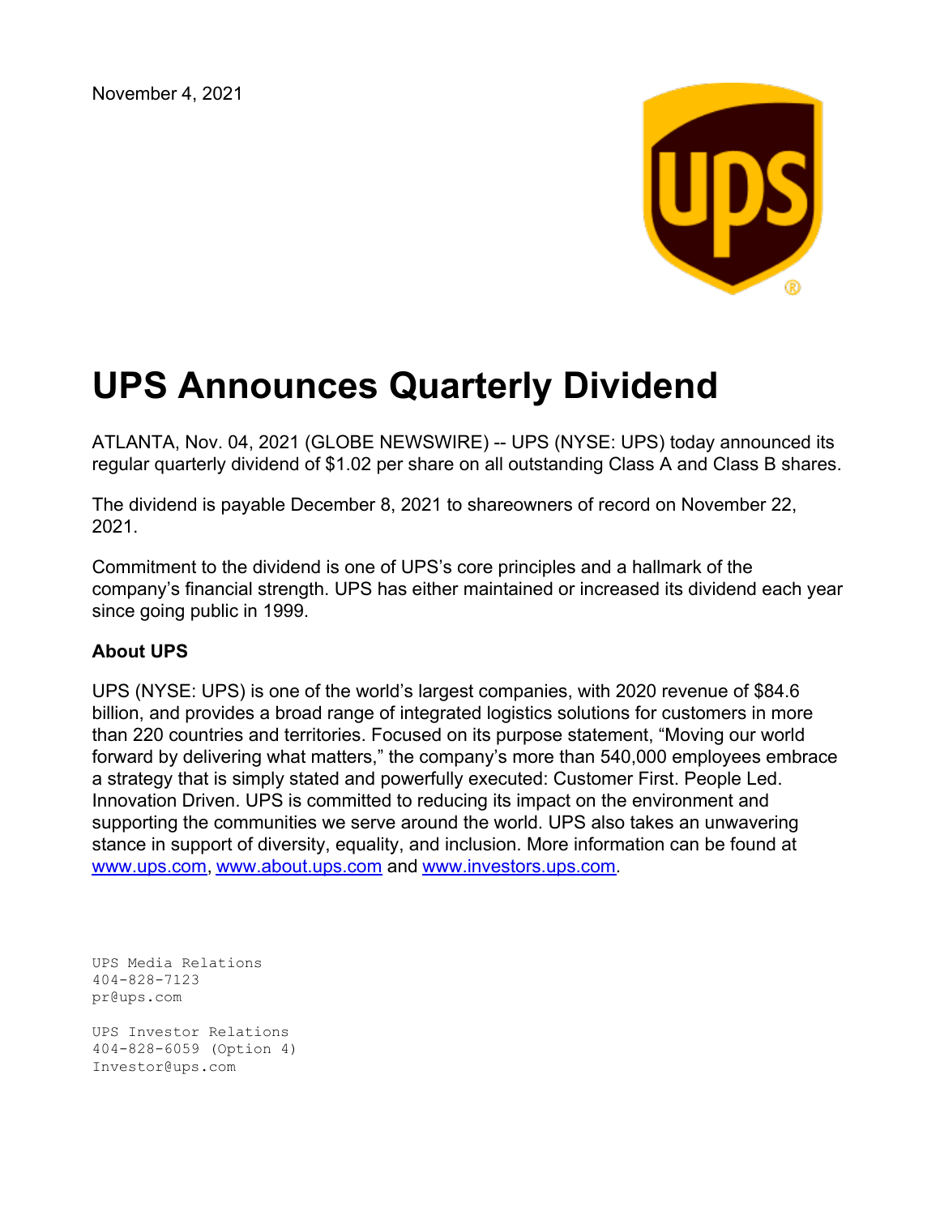November 4, 2021

# UPS Announces Quarterly Dividend

ATLANTA, Nov. 04, 2021 (GLOBE NEWSWIRE) -- UPS (NYSE: UPS) today announced its regular quarterly dividend of $1.02 per share on all outstanding Class A and Class B shares.

The dividend is payable December 8, 2021 to shareowners of record on November 22, 2021.

Commitment to the dividend is one of UPS's core principles and a hallmark of the company's financial strength. UPS has either maintained or increased its dividend each year since going public in 1999.

**About UPS**

UPS (NYSE: UPS) is one of the world's largest companies, with 2020 revenue of $84.6 billion, and provides a broad range of integrated logistics solutions for customers in more than 220 countries and territories. Focused on its purpose statement, "Moving our world forward by delivering what matters," the company's more than 540,000 employees embrace a strategy that is simply stated and powerfully executed: Customer First. People Led. Innovation Driven. UPS is committed to reducing its impact on the environment and supporting the communities we serve around the world. UPS also takes an unwavering stance in support of diversity, equality, and inclusion. More information can be found at www.ups.com, www.about.ups.com and www.investors.ups.com.

UPS Media Relations
404-828-7123
pr@ups.com

UPS Investor Relations
404-828-6059 (Option 4)
Investor@ups.com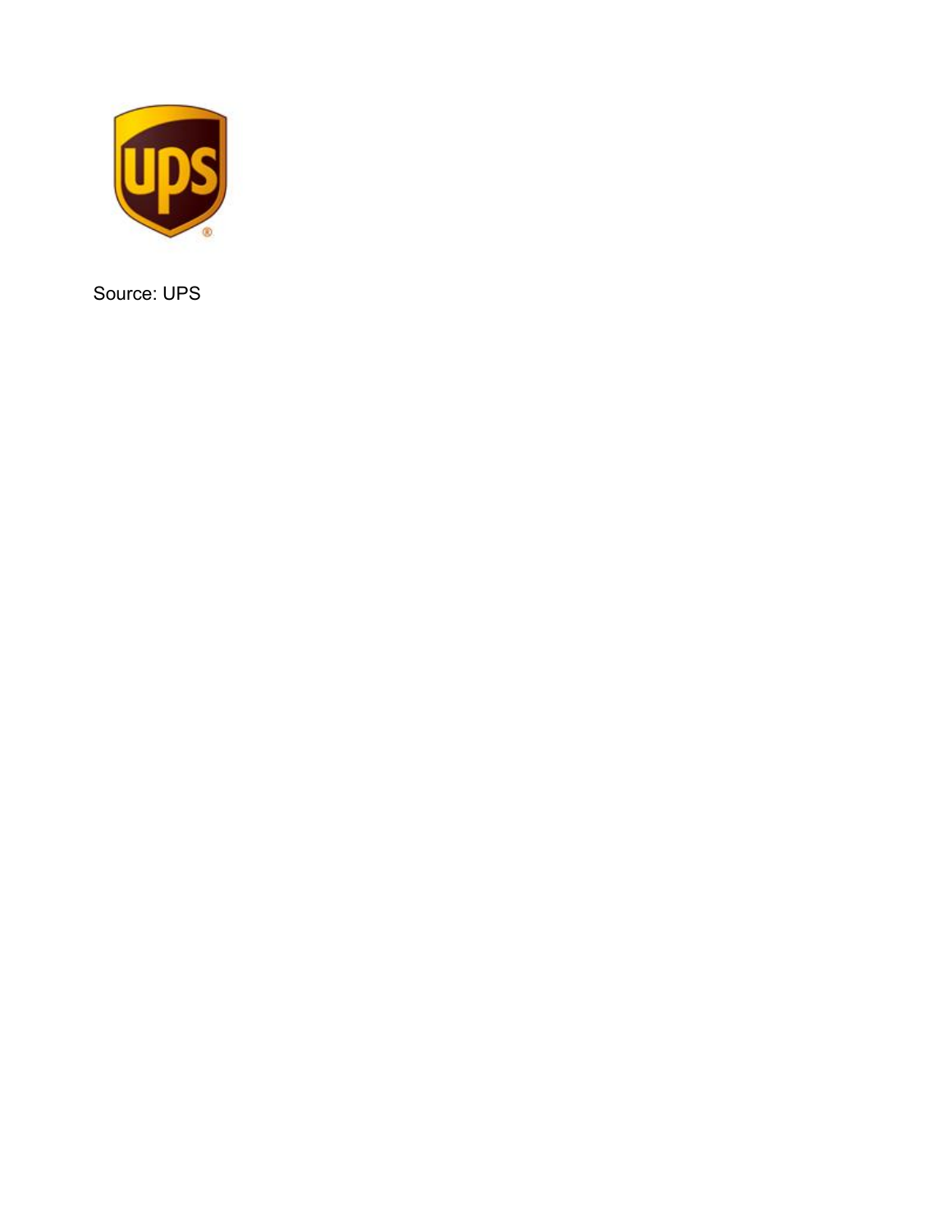Source: UPS